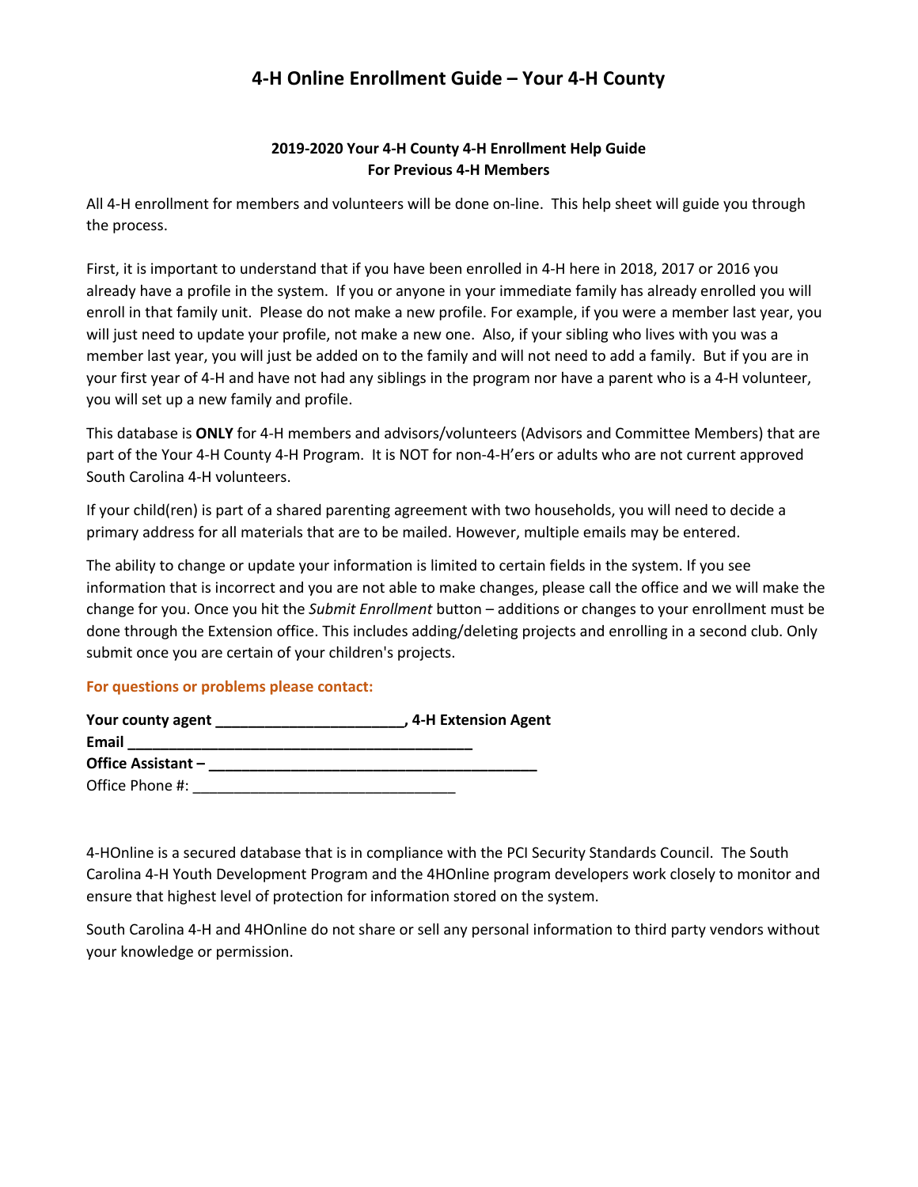# 4-H Online Enrollment Guide – Your 4-H County

**2019-2020 Your 4-H County 4-H Enrollment Help Guide**
**For Previous 4-H Members**

All 4-H enrollment for members and volunteers will be done on-line. This help sheet will guide you through the process.

First, it is important to understand that if you have been enrolled in 4-H here in 2018, 2017 or 2016 you already have a profile in the system. If you or anyone in your immediate family has already enrolled you will enroll in that family unit. Please do not make a new profile. For example, if you were a member last year, you will just need to update your profile, not make a new one. Also, if your sibling who lives with you was a member last year, you will just be added on to the family and will not need to add a family. But if you are in your first year of 4-H and have not had any siblings in the program nor have a parent who is a 4-H volunteer, you will set up a new family and profile.

This database is **ONLY** for 4-H members and advisors/volunteers (Advisors and Committee Members) that are part of the Your 4-H County 4-H Program. It is NOT for non-4-H'ers or adults who are not current approved South Carolina 4-H volunteers.

If your child(ren) is part of a shared parenting agreement with two households, you will need to decide a primary address for all materials that are to be mailed. However, multiple emails may be entered.

The ability to change or update your information is limited to certain fields in the system. If you see information that is incorrect and you are not able to make changes, please call the office and we will make the change for you. Once you hit the *Submit Enrollment* button – additions or changes to your enrollment must be done through the Extension office. This includes adding/deleting projects and enrolling in a second club. Only submit once you are certain of your children's projects.

**For questions or problems please contact:**

**Your county agent ______________________, 4-H Extension Agent**
**Email __________________________________________**
**Office Assistant – _______________________________________**
Office Phone #: ________________________________

4-HOnline is a secured database that is in compliance with the PCI Security Standards Council. The South Carolina 4-H Youth Development Program and the 4HOnline program developers work closely to monitor and ensure that highest level of protection for information stored on the system.

South Carolina 4-H and 4HOnline do not share or sell any personal information to third party vendors without your knowledge or permission.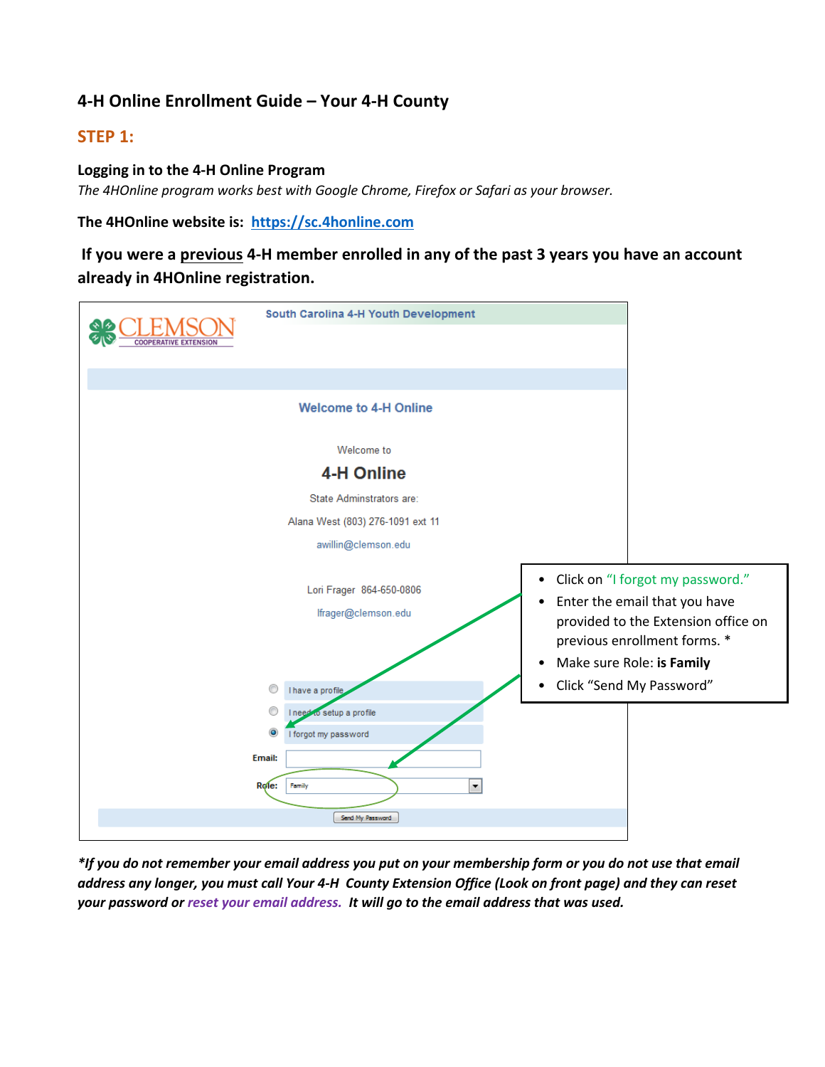## 4-H Online Enrollment Guide – Your 4-H County

### STEP 1:

**Logging in to the 4-H Online Program**

*The 4HOnline program works best with Google Chrome, Firefox or Safari as your browser.*

**The 4HOnline website is:** [https://sc.4honline.com](https://sc.4honline.com)

**If you were a previous 4-H member enrolled in any of the past 3 years you have an account already in 4HOnline registration.**

South Carolina 4-H Youth Development

CLEMSON COOPERATIVE EXTENSION

Welcome to 4-H Online

Welcome to

4-H Online

State Adminstrators are:

Alana West (803) 276-1091 ext 11

awillin@clemson.edu

Lori Frager 864-650-0806

lfrager@clemson.edu

- I have a profile
- I need to setup a profile
- I forgot my password

Email:

Role: Family

Send My Password

- Click on "I forgot my password."
- Enter the email that you have provided to the Extension office on previous enrollment forms. *
- Make sure Role: **is Family**
- Click "Send My Password"

***If you do not remember your email address you put on your membership form or you do not use that email address any longer, you must call Your 4-H County Extension Office (Look on front page) and they can reset your password or reset your email address. It will go to the email address that was used.***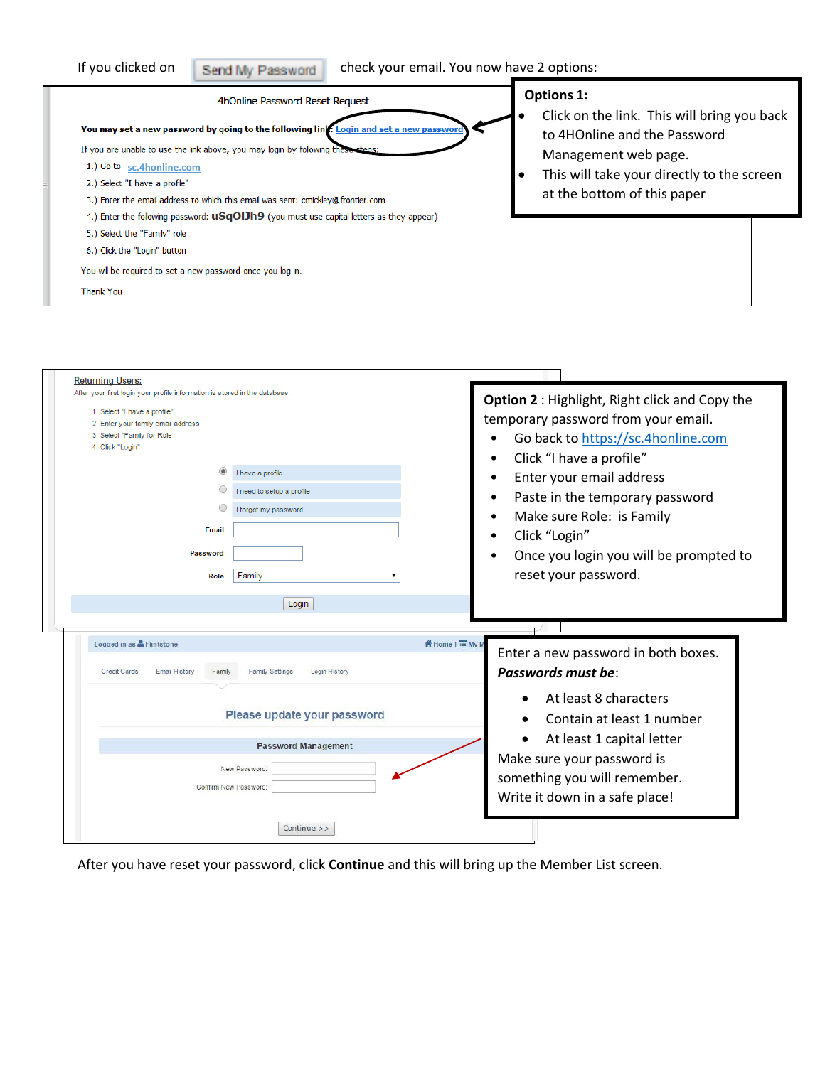If you clicked on **Send My Password** check your email. You now have 2 options:

4hOnline Password Reset Request

**You may set a new password by going to the following link:** Login and set a new password

If you are unable to use the link above, you may login by following these steps:

1.) Go to sc.4honline.com
2.) Select "I have a profile"
3.) Enter the email address to which this email was sent: cmickley@frontier.com
4.) Enter the following password: **uSqOlJh9** (you must use capital letters as they appear)
5.) Select the "Family" role
6.) Click the "Login" button

You will be required to set a new password once you log in.

Thank You

**Options 1:**

- Click on the link. This will bring you back to 4HOnline and the Password Management web page.
- This will take your directly to the screen at the bottom of this paper

Returning Users:

After your first login your profile information is stored in the database.

1. Select "I have a profile"
2. Enter your family email address
3. Select "Family for Role
4. Click "Login"

- I have a profile
- I need to setup a profile
- I forgot my password

Email:

Password:

Role: Family

Login

**Option 2** : Highlight, Right click and Copy the temporary password from your email.

- Go back to https://sc.4honline.com
- Click "I have a profile"
- Enter your email address
- Paste in the temporary password
- Make sure Role: is Family
- Click "Login"
- Once you login you will be prompted to reset your password.

Logged in as Flintstone | Home | My

Credit Cards | Email History | Family | Family Settings | Login History

Please update your password

Password Management

New Password:

Confirm New Password:

Continue >>

Enter a new password in both boxes.

***Passwords must be***:

- At least 8 characters
- Contain at least 1 number
- At least 1 capital letter

Make sure your password is something you will remember. Write it down in a safe place!

After you have reset your password, click **Continue** and this will bring up the Member List screen.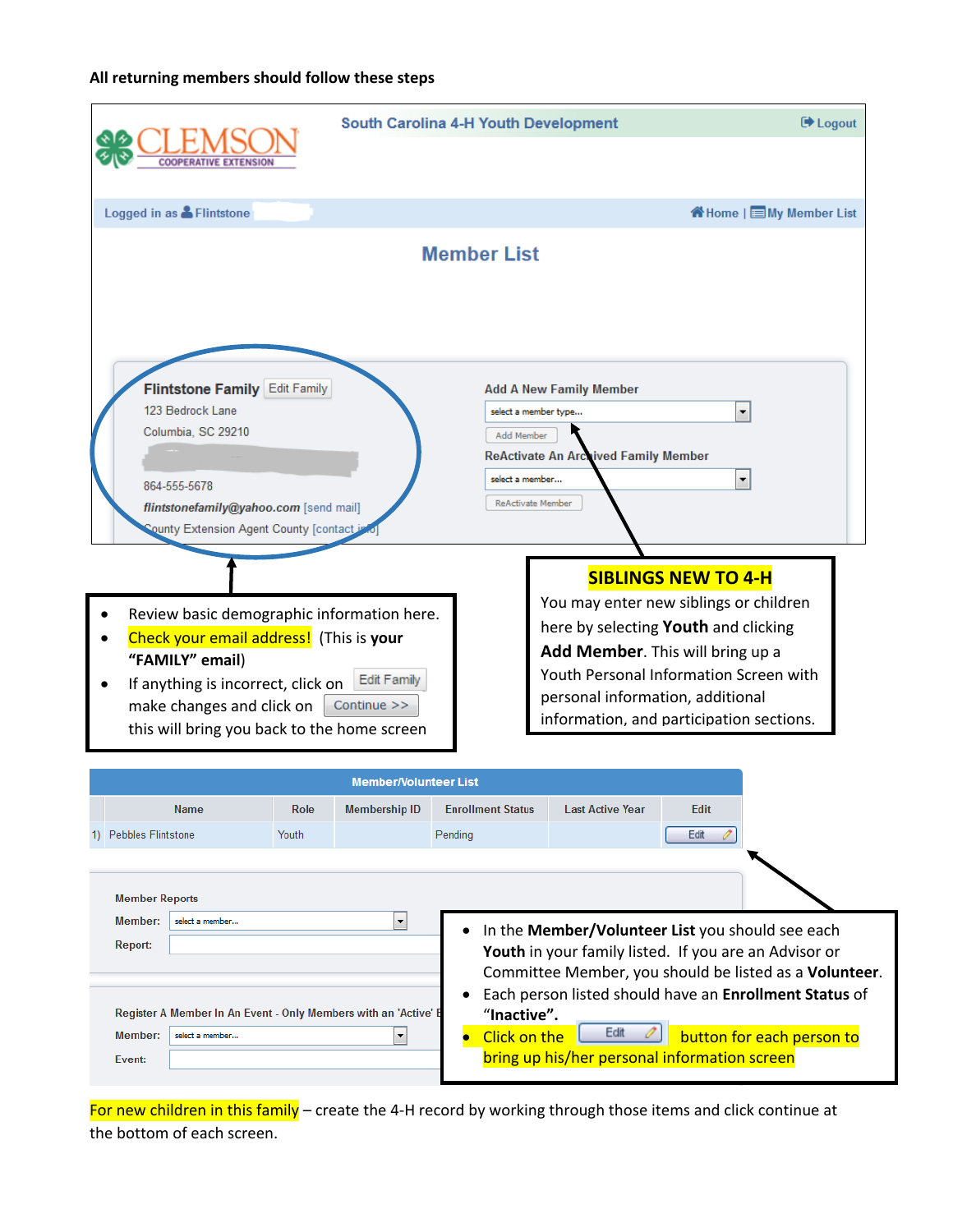**All returning members should follow these steps**

South Carolina 4-H Youth Development

Logout

Logged in as Flintstone

Home | My Member List

## Member List

**Flintstone Family** Edit Family

123 Bedrock Lane

Columbia, SC 29210

864-555-5678

*flintstonefamily@yahoo.com* [send mail]

County Extension Agent County [contact info]

**Add A New Family Member**

select a member type...

Add Member

**ReActivate An Archived Family Member**

select a member...

ReActivate Member

- Review basic demographic information here.
- Check your email address! (This is **your "FAMILY" email**)
- If anything is incorrect, click on Edit Family make changes and click on Continue >> this will bring you back to the home screen

**SIBLINGS NEW TO 4-H**

You may enter new siblings or children here by selecting **Youth** and clicking **Add Member**. This will bring up a Youth Personal Information Screen with personal information, additional information, and participation sections.

**Member/Volunteer List**

| | Name | Role | Membership ID | Enrollment Status | Last Active Year | Edit |
|---|---|---|---|---|---|---|
| 1) | Pebbles Flintstone | Youth | | Pending | | Edit |

Member Reports

Member: select a member...

Report:

Register A Member In An Event - Only Members with an 'Active' E

Member: select a member...

Event:

- In the **Member/Volunteer List** you should see each **Youth** in your family listed. If you are an Advisor or Committee Member, you should be listed as a **Volunteer**.
- Each person listed should have an **Enrollment Status** of **"Inactive".**
- Click on the Edit button for each person to bring up his/her personal information screen

For new children in this family – create the 4-H record by working through those items and click continue at the bottom of each screen.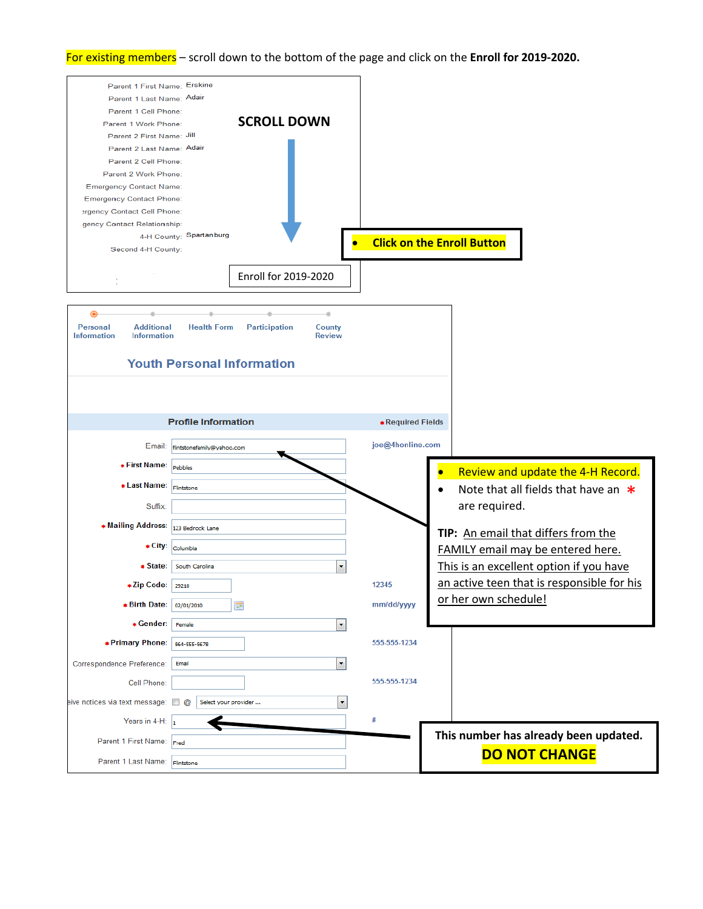For existing members – scroll down to the bottom of the page and click on the **Enroll for 2019-2020.**

Parent 1 First Name: Erskine
Parent 1 Last Name: Adair
Parent 1 Cell Phone:
Parent 1 Work Phone:
Parent 2 First Name: Jill
Parent 2 Last Name: Adair
Parent 2 Cell Phone:
Parent 2 Work Phone:
Emergency Contact Name:
Emergency Contact Phone:
ergency Contact Cell Phone:
gency Contact Relationship:
4-H County: Spartanburg
Second 4-H County:

**SCROLL DOWN**

Enroll for 2019-2020

- **Click on the Enroll Button**

Personal Information | Additional Information | Health Form | Participation | County Review

## Youth Personal Information

**Profile Information** *Required Fields

| Field | Value | Format |
| --- | --- | --- |
| Email: | flintstonefamily@yahoo.com | joe@4honline.com |
| * First Name: | Pebbles | |
| * Last Name: | Flintstone | |
| Suffix: | | |
| * Mailing Address: | 123 Bedrock Lane | |
| * City: | Columbia | |
| * State: | South Carolina | |
| * Zip Code: | 29210 | 12345 |
| * Birth Date: | 02/01/2010 | mm/dd/yyyy |
| * Gender: | Female | |
| * Primary Phone: | 864-555-5678 | 555-555-1234 |
| Correspondence Preference: | Email | |
| Cell Phone: | | 555-555-1234 |
| eive notices via text message: | @ Select your provider ... | |
| Years in 4-H: | 1 | # |
| Parent 1 First Name: | Fred | |
| Parent 1 Last Name: | Flintstone | |

- Review and update the 4-H Record.
- Note that all fields that have an * are required.

**TIP:** An email that differs from the FAMILY email may be entered here. This is an excellent option if you have an active teen that is responsible for his or her own schedule!

This number has already been updated.
**DO NOT CHANGE**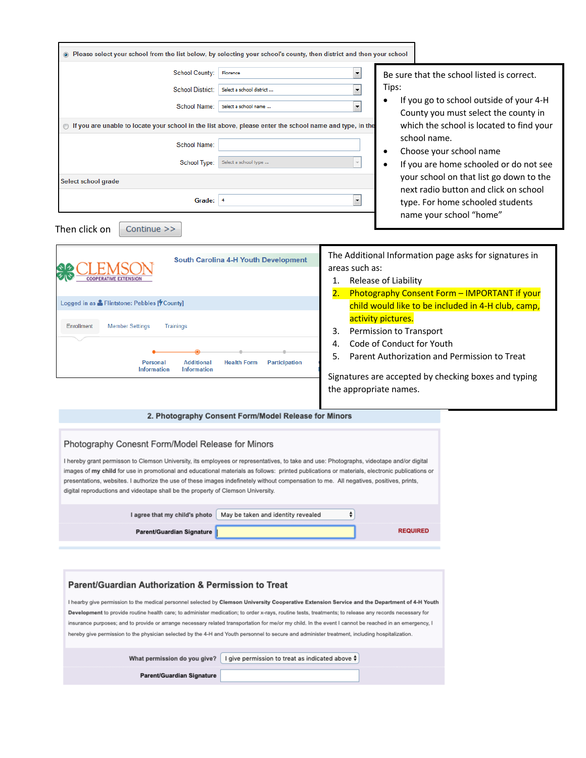Please select your school from the list below, by selecting your school's county, then district and then your school

School County: Florence

School District: Select a school district ...

School Name: Select a school name ...

If you are unable to locate your school in the list above, please enter the school name and type, in the

School Name:

School Type: Select a school type ...

Select school grade

Grade: 4

Be sure that the school listed is correct.
Tips:

- If you go to school outside of your 4-H County you must select the county in which the school is located to find your school name.
- Choose your school name
- If you are home schooled or do not see your school on that list go down to the next radio button and click on school type. For home schooled students name your school "home"

Then click on Continue >>

CLEMSON COOPERATIVE EXTENSION

South Carolina 4-H Youth Development

Logged in as Flintstone: Pebbles [County]

Enrollment | Member Settings | Trainings

Personal Information | Additional Information | Health Form | Participation

The Additional Information page asks for signatures in areas such as:

1. Release of Liability
2. Photography Consent Form – IMPORTANT if your child would like to be included in 4-H club, camp, activity pictures.
3. Permission to Transport
4. Code of Conduct for Youth
5. Parent Authorization and Permission to Treat

Signatures are accepted by checking boxes and typing the appropriate names.

**2. Photography Consent Form/Model Release for Minors**

## Photography Conesnt Form/Model Release for Minors

I hereby grant permisson to Clemson University, its employees or representatives, to take and use: Photographs, videotape and/or digital images of **my child** for use in promotional and educational materials as follows: printed publications or materials, electronic publications or presentations, websites. I authorize the use of these images indefinetely without compensation to me. All negatives, positives, prints, digital reproductions and videotape shall be the property of Clemson University.

**I agree that my child's photo** May be taken and identity revealed

**Parent/Guardian Signature** REQUIRED

## Parent/Guardian Authorization & Permission to Treat

I hearby give permission to the medical personnel selected by **Clemson University Cooperative Extension Service and the Department of 4-H Youth Development** to provide routine health care; to administer medication; to order x-rays, routine tests, treatments; to release any records necessary for insurance purposes; and to provide or arrange necessary related transportation for me/or my child. In the event I cannot be reached in an emergency, I hereby give permission to the physician selected by the 4-H and Youth personnel to secure and administer treatment, including hospitalization.

**What permission do you give?** I give permission to treat as indicated above

**Parent/Guardian Signature**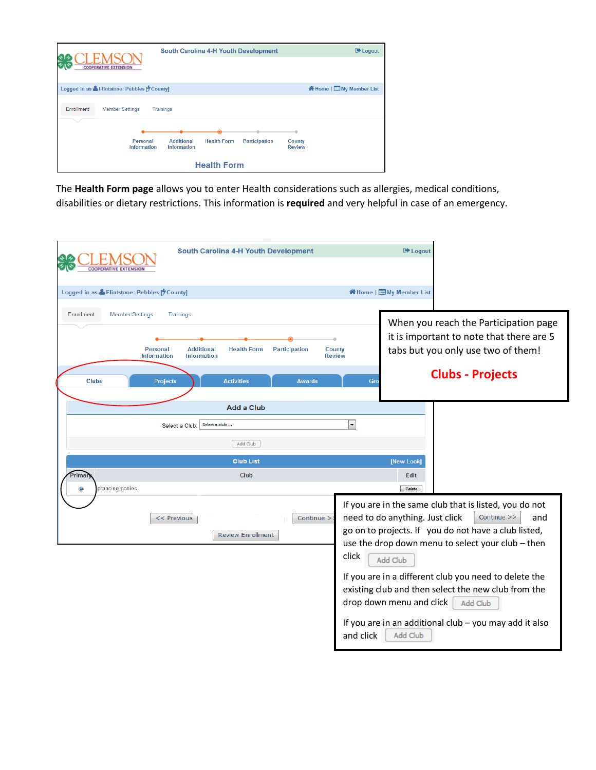South Carolina 4-H Youth Development

Logged in as Flintstone: Pebbles [County]

Home | My Member List

Enrollment | Member Settings | Trainings

Personal Information — Additional Information — Health Form — Participation — County Review

**Health Form**

The **Health Form page** allows you to enter Health considerations such as allergies, medical conditions, disabilities or dietary restrictions. This information is **required** and very helpful in case of an emergency.

South Carolina 4-H Youth Development

Logged in as Flintstone: Pebbles [County]

Home | My Member List

Enrollment | Member Settings | Trainings

Personal Information — Additional Information — Health Form — Participation — County Review

Clubs | Projects | Activities | Awards | Gro

**Add a Club**

Select a Club: Select a club ...

Add Club

| Primary | Club | Edit |
|---|---|---|
| ◉ | prancing ponies | Delete |

<< Previous | Continue >>

Review Enrollment

When you reach the Participation page it is important to note that there are 5 tabs but you only use two of them!

**Clubs - Projects**

If you are in the same club that is listed, you do not need to do anything. Just click Continue >> and go on to projects. If you do not have a club listed, use the drop down menu to select your club – then click Add Club

If you are in a different club you need to delete the existing club and then select the new club from the drop down menu and click Add Club

If you are in an additional club – you may add it also and click Add Club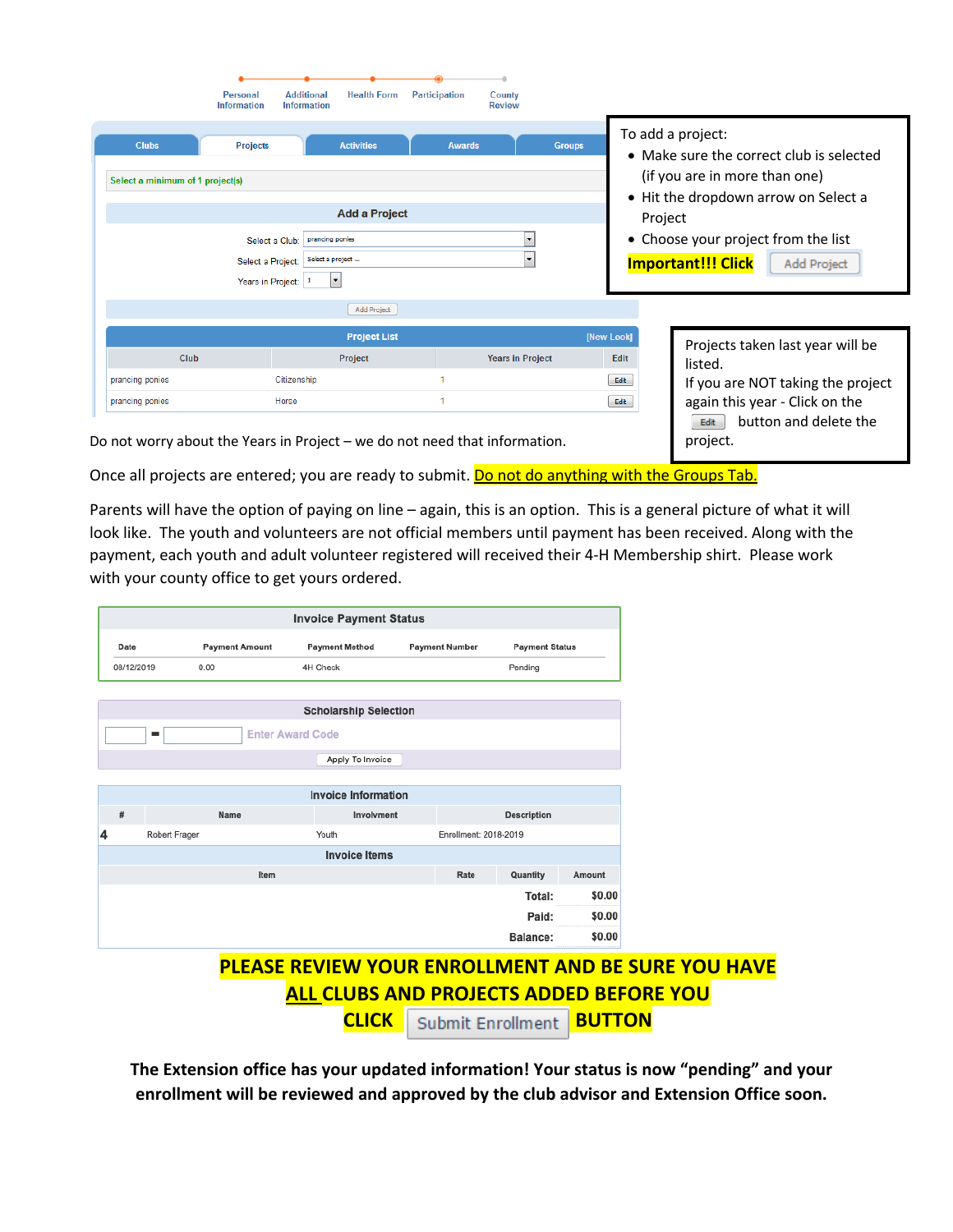Personal Information | Additional Information | Health Form | Participation | County Review

Clubs | Projects | Activities | Awards | Groups

Select a minimum of 1 project(s)

**Add a Project**

Select a Club: prancing ponies

Select a Project: Select a project ...

Years in Project: 1

Add Project

**Project List** [New Look]

| Club | Project | Years in Project | Edit |
|---|---|---|---|
| prancing ponies | Citizenship | 1 | Edit |
| prancing ponies | Horse | 1 | Edit |

To add a project:

- Make sure the correct club is selected (if you are in more than one)
- Hit the dropdown arrow on Select a Project
- Choose your project from the list

**Important!!! Click** Add Project

Projects taken last year will be listed.
If you are NOT taking the project again this year - Click on the Edit button and delete the project.

Do not worry about the Years in Project – we do not need that information.

Once all projects are entered; you are ready to submit. Do not do anything with the Groups Tab.

Parents will have the option of paying on line – again, this is an option. This is a general picture of what it will look like. The youth and volunteers are not official members until payment has been received. Along with the payment, each youth and adult volunteer registered will received their 4-H Membership shirt. Please work with your county office to get yours ordered.

**Invoice Payment Status**

| Date | Payment Amount | Payment Method | Payment Number | Payment Status |
|---|---|---|---|---|
| 08/12/2019 | 0.00 | 4H Check | | Pending |

**Scholarship Selection**

Enter Award Code

Apply To Invoice

**Invoice Information**

| # | Name | Involvment | Description |
|---|---|---|---|
| 4 | Robert Frager | Youth | Enrollment: 2018-2019 |

**Invoice Items**

| Item | Rate | Quantity | Amount |
|---|---|---|---|
| | | **Total:** | $0.00 |
| | | **Paid:** | $0.00 |
| | | **Balance:** | $0.00 |

**PLEASE REVIEW YOUR ENROLLMENT AND BE SURE YOU HAVE ALL CLUBS AND PROJECTS ADDED BEFORE YOU CLICK** Submit Enrollment **BUTTON**

**The Extension office has your updated information! Your status is now "pending" and your enrollment will be reviewed and approved by the club advisor and Extension Office soon.**